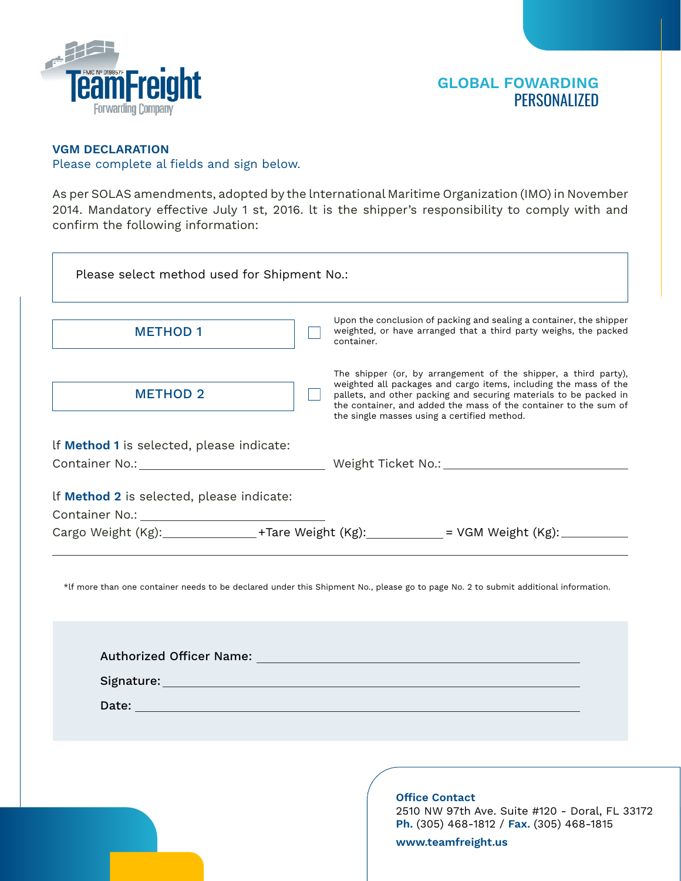FMC Nº 019857F

**TeamFreight**
Forwarding Company

**GLOBAL FOWARDING**
PERSONALIZED

## VGM DECLARATION

Please complete al fields and sign below.

As per SOLAS amendments, adopted by the lnternational Maritime Organization (IMO) in November 2014. Mandatory effective July 1 st, 2016. lt is the shipper's responsibility to comply with and confirm the following information:

Please select method used for Shipment No.:

| | | |
|---|---|---|
| METHOD 1 | ☐ | Upon the conclusion of packing and sealing a container, the shipper weighted, or have arranged that a third party weighs, the packed container. |
| METHOD 2 | ☐ | The shipper (or, by arrangement of the shipper, a third party), weighted all packages and cargo items, including the mass of the pallets, and other packing and securing materials to be packed in the container, and added the mass of the container to the sum of the single masses using a certified method. |

lf **Method 1** is selected, please indicate:

Container No.:\_\_\_\_\_\_\_\_\_\_\_\_\_\_\_\_\_\_\_\_ Weight Ticket No.:\_\_\_\_\_\_\_\_\_\_\_\_\_\_\_\_\_\_\_\_

lf **Method 2** is selected, please indicate:

Container No.:\_\_\_\_\_\_\_\_\_\_\_\_\_\_\_\_\_\_\_\_

Cargo Weight (Kg):\_\_\_\_\_\_\_\_\_\_ +Tare Weight (Kg):\_\_\_\_\_\_\_\_\_\_ = VGM Weight (Kg):\_\_\_\_\_\_\_\_\_\_

*lf more than one container needs to be declared under this Shipment No., please go to page No. 2 to submit additional information.

Authorized Officer Name: \_\_\_\_\_\_\_\_\_\_\_\_\_\_\_\_\_\_\_\_

Signature: \_\_\_\_\_\_\_\_\_\_\_\_\_\_\_\_\_\_\_\_

Date: \_\_\_\_\_\_\_\_\_\_\_\_\_\_\_\_\_\_\_\_

**Office Contact**
2510 NW 97th Ave. Suite #120 - Doral, FL 33172
**Ph.** (305) 468-1812 / **Fax.** (305) 468-1815

**www.teamfreight.us**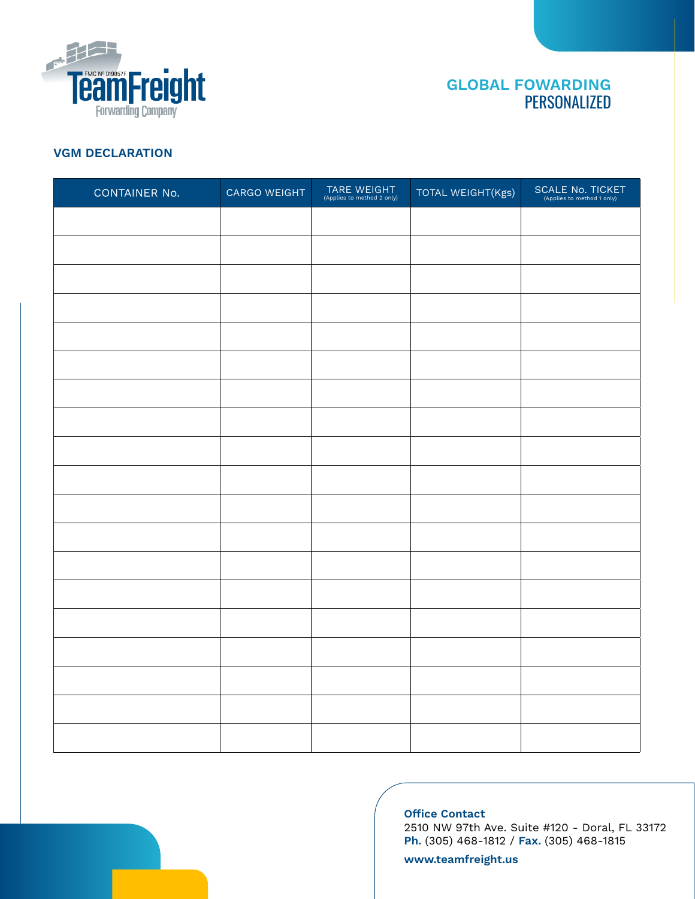TeamFreight
FMC Nº 019857F
Forwarding Company

GLOBAL FOWARDING
PERSONALIZED

## VGM DECLARATION

| CONTAINER No. | CARGO WEIGHT | TARE WEIGHT (Applies to method 2 only) | TOTAL WEIGHT(Kgs) | SCALE No. TICKET (Applies to method 1 only) |
|---|---|---|---|---|
| | | | | |
| | | | | |
| | | | | |
| | | | | |
| | | | | |
| | | | | |
| | | | | |
| | | | | |
| | | | | |
| | | | | |
| | | | | |
| | | | | |
| | | | | |
| | | | | |
| | | | | |
| | | | | |
| | | | | |
| | | | | |
| | | | | |

**Office Contact**
2510 NW 97th Ave. Suite #120 - Doral, FL 33172
**Ph.** (305) 468-1812 / **Fax.** (305) 468-1815

**www.teamfreight.us**